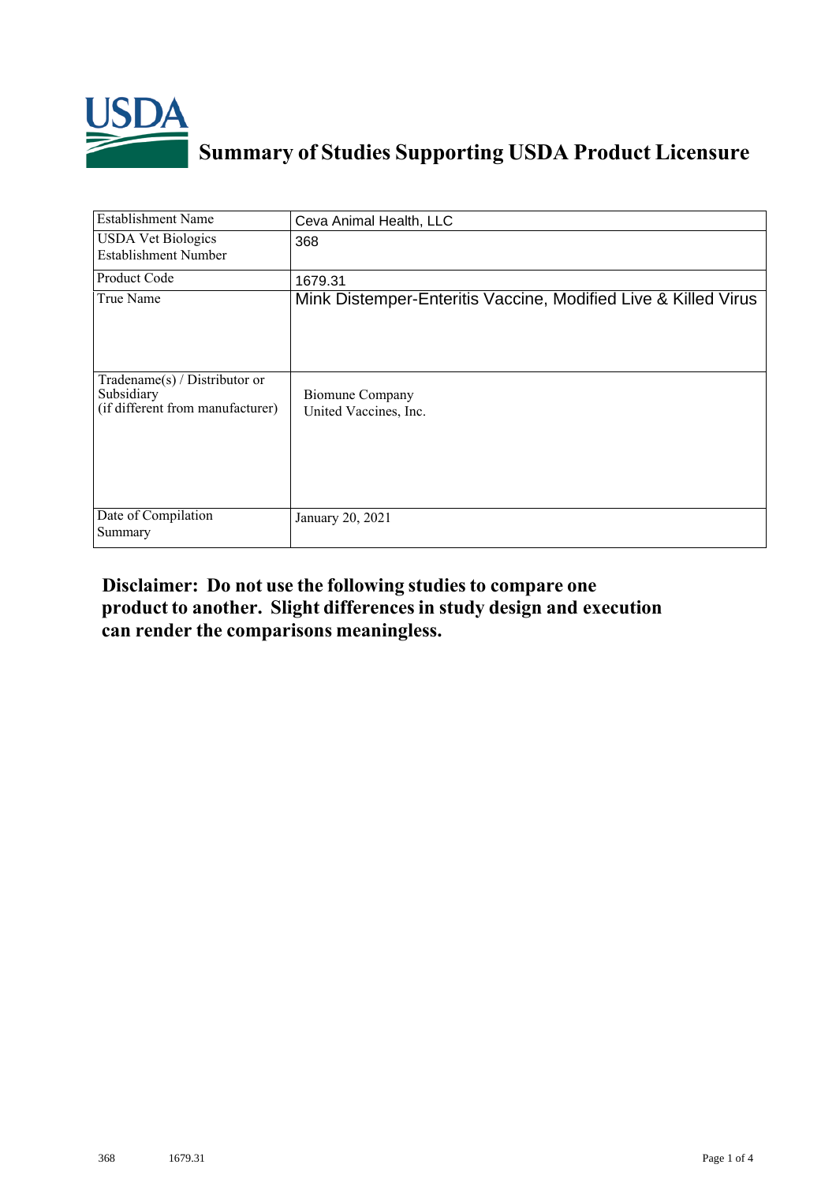# Summary of Studies Supporting USDA Product Licensure

| Establishment Name | Ceva Animal Health, LLC |
|---|---|
| USDA Vet Biologics Establishment Number | 368 |
| Product Code | 1679.31 |
| True Name | Mink Distemper-Enteritis Vaccine, Modified Live & Killed Virus |
| Tradename(s) / Distributor or Subsidiary (if different from manufacturer) | Biomune Company<br>United Vaccines, Inc. |
| Date of Compilation Summary | January 20, 2021 |

**Disclaimer: Do not use the following studies to compare one product to another. Slight differences in study design and execution can render the comparisons meaningless.**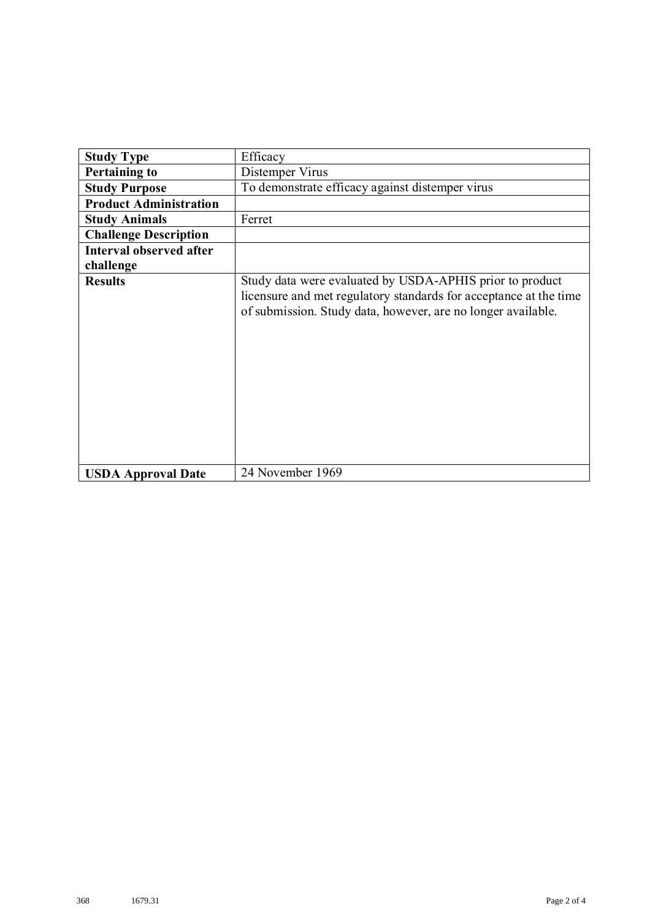| **Study Type** | Efficacy |
|---|---|
| **Pertaining to** | Distemper Virus |
| **Study Purpose** | To demonstrate efficacy against distemper virus |
| **Product Administration** | |
| **Study Animals** | Ferret |
| **Challenge Description** | |
| **Interval observed after challenge** | |
| **Results** | Study data were evaluated by USDA-APHIS prior to product licensure and met regulatory standards for acceptance at the time of submission. Study data, however, are no longer available. |
| **USDA Approval Date** | 24 November 1969 |

368 1679.31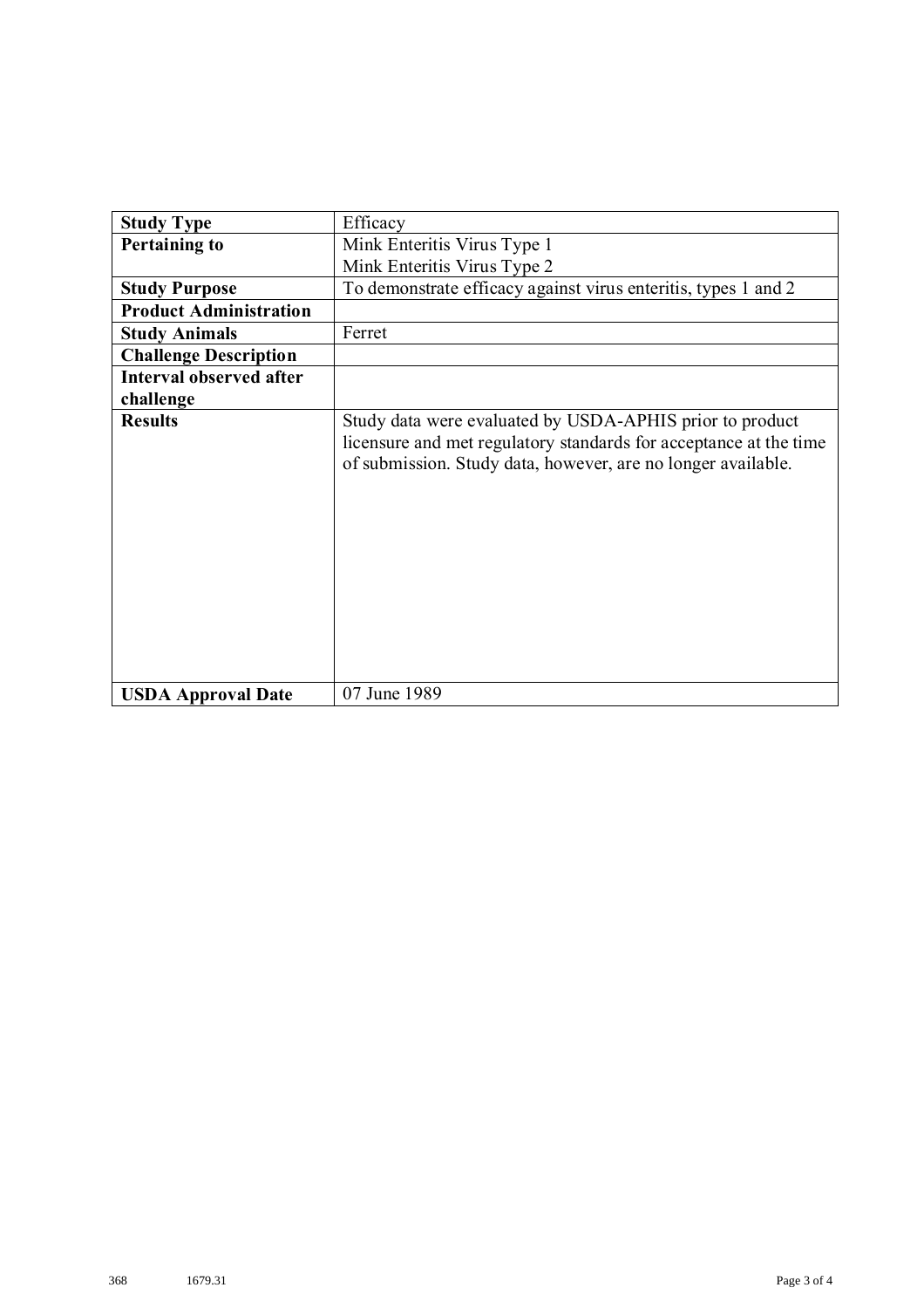| Study Type | Efficacy |
|---|---|
| **Pertaining to** | Mink Enteritis Virus Type 1<br>Mink Enteritis Virus Type 2 |
| **Study Purpose** | To demonstrate efficacy against virus enteritis, types 1 and 2 |
| **Product Administration** | |
| **Study Animals** | Ferret |
| **Challenge Description** | |
| **Interval observed after challenge** | |
| **Results** | Study data were evaluated by USDA-APHIS prior to product licensure and met regulatory standards for acceptance at the time of submission. Study data, however, are no longer available. |
| **USDA Approval Date** | 07 June 1989 |

368 1679.31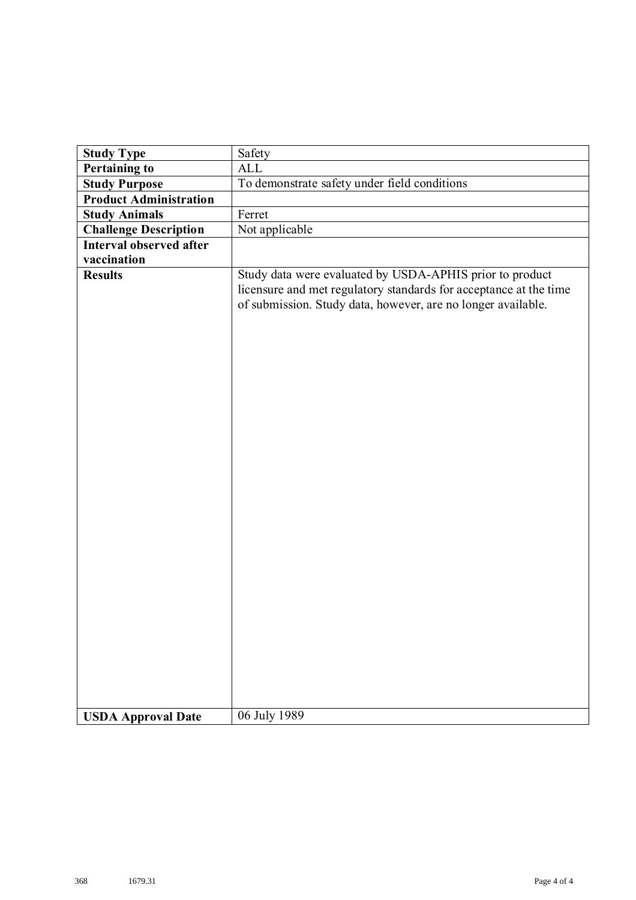| | |
|---|---|
| **Study Type** | Safety |
| **Pertaining to** | ALL |
| **Study Purpose** | To demonstrate safety under field conditions |
| **Product Administration** | |
| **Study Animals** | Ferret |
| **Challenge Description** | Not applicable |
| **Interval observed after vaccination** | |
| **Results** | Study data were evaluated by USDA-APHIS prior to product licensure and met regulatory standards for acceptance at the time of submission. Study data, however, are no longer available. |
| **USDA Approval Date** | 06 July 1989 |

368 1679.31